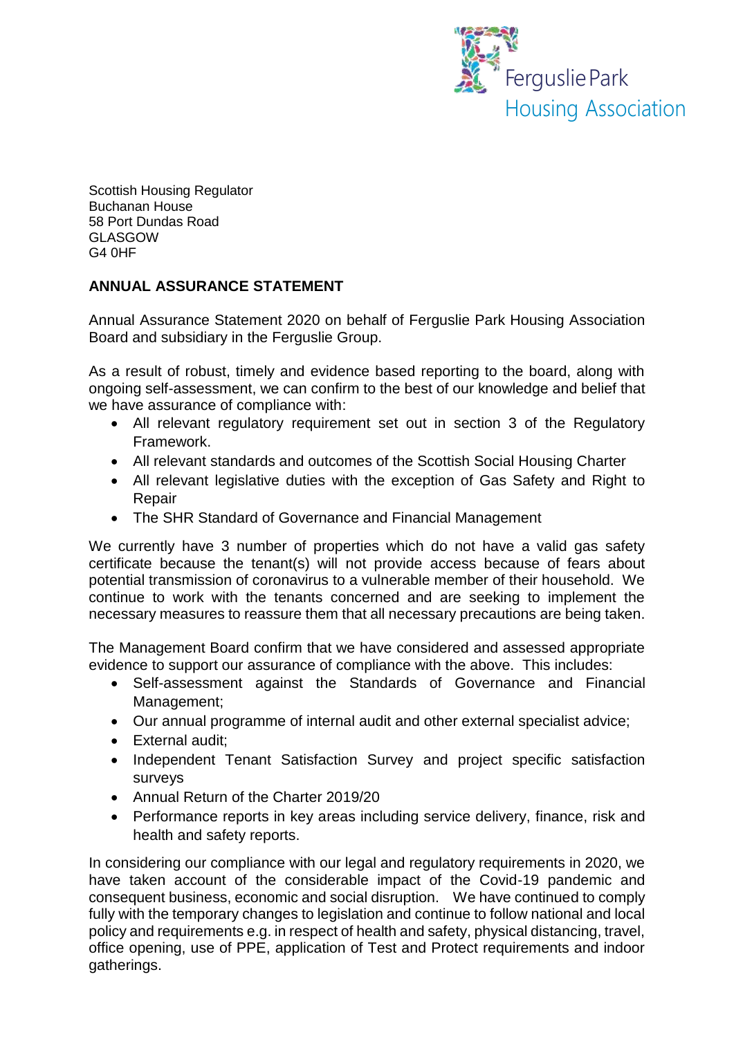Ferguslie Park
Housing Association

Scottish Housing Regulator
Buchanan House
58 Port Dundas Road
GLASGOW
G4 0HF

**ANNUAL ASSURANCE STATEMENT**

Annual Assurance Statement 2020 on behalf of Ferguslie Park Housing Association Board and subsidiary in the Ferguslie Group.

As a result of robust, timely and evidence based reporting to the board, along with ongoing self-assessment, we can confirm to the best of our knowledge and belief that we have assurance of compliance with:

- All relevant regulatory requirement set out in section 3 of the Regulatory Framework.
- All relevant standards and outcomes of the Scottish Social Housing Charter
- All relevant legislative duties with the exception of Gas Safety and Right to Repair
- The SHR Standard of Governance and Financial Management

We currently have 3 number of properties which do not have a valid gas safety certificate because the tenant(s) will not provide access because of fears about potential transmission of coronavirus to a vulnerable member of their household. We continue to work with the tenants concerned and are seeking to implement the necessary measures to reassure them that all necessary precautions are being taken.

The Management Board confirm that we have considered and assessed appropriate evidence to support our assurance of compliance with the above. This includes:

- Self-assessment against the Standards of Governance and Financial Management;
- Our annual programme of internal audit and other external specialist advice;
- External audit;
- Independent Tenant Satisfaction Survey and project specific satisfaction surveys
- Annual Return of the Charter 2019/20
- Performance reports in key areas including service delivery, finance, risk and health and safety reports.

In considering our compliance with our legal and regulatory requirements in 2020, we have taken account of the considerable impact of the Covid-19 pandemic and consequent business, economic and social disruption. We have continued to comply fully with the temporary changes to legislation and continue to follow national and local policy and requirements e.g. in respect of health and safety, physical distancing, travel, office opening, use of PPE, application of Test and Protect requirements and indoor gatherings.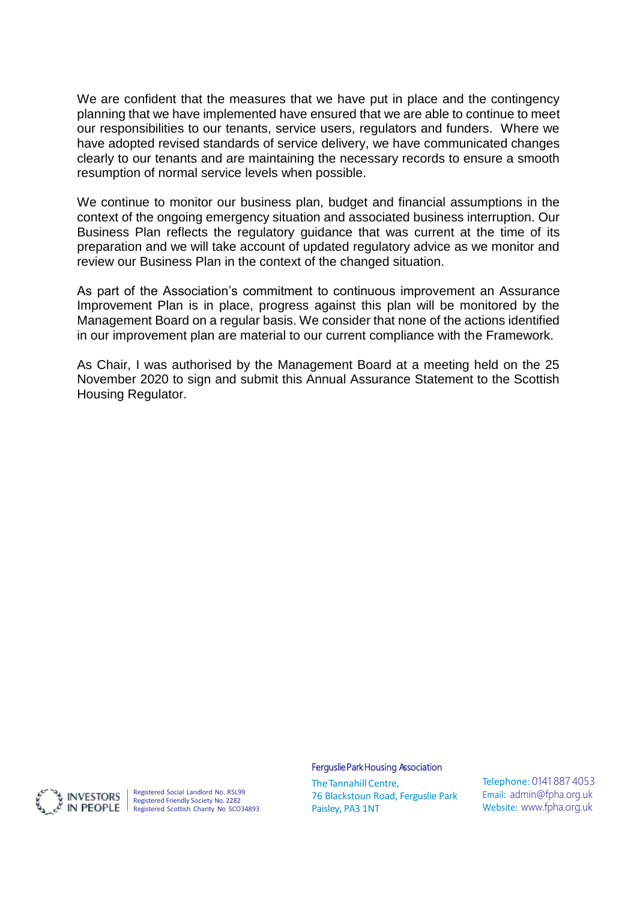We are confident that the measures that we have put in place and the contingency planning that we have implemented have ensured that we are able to continue to meet our responsibilities to our tenants, service users, regulators and funders. Where we have adopted revised standards of service delivery, we have communicated changes clearly to our tenants and are maintaining the necessary records to ensure a smooth resumption of normal service levels when possible.

We continue to monitor our business plan, budget and financial assumptions in the context of the ongoing emergency situation and associated business interruption. Our Business Plan reflects the regulatory guidance that was current at the time of its preparation and we will take account of updated regulatory advice as we monitor and review our Business Plan in the context of the changed situation.

As part of the Association's commitment to continuous improvement an Assurance Improvement Plan is in place, progress against this plan will be monitored by the Management Board on a regular basis. We consider that none of the actions identified in our improvement plan are material to our current compliance with the Framework.

As Chair, I was authorised by the Management Board at a meeting held on the 25 November 2020 to sign and submit this Annual Assurance Statement to the Scottish Housing Regulator.

Registered Social Landlord No. RSL99
Registered Friendly Society No. 2282
Registered Scottish Charity No SCO34893

Ferguslie Park Housing Association
The Tannahill Centre,
76 Blackstoun Road, Ferguslie Park
Paisley, PA3 1NT

Telephone: 0141 887 4053
Email: admin@fpha.org.uk
Website: www.fpha.org.uk